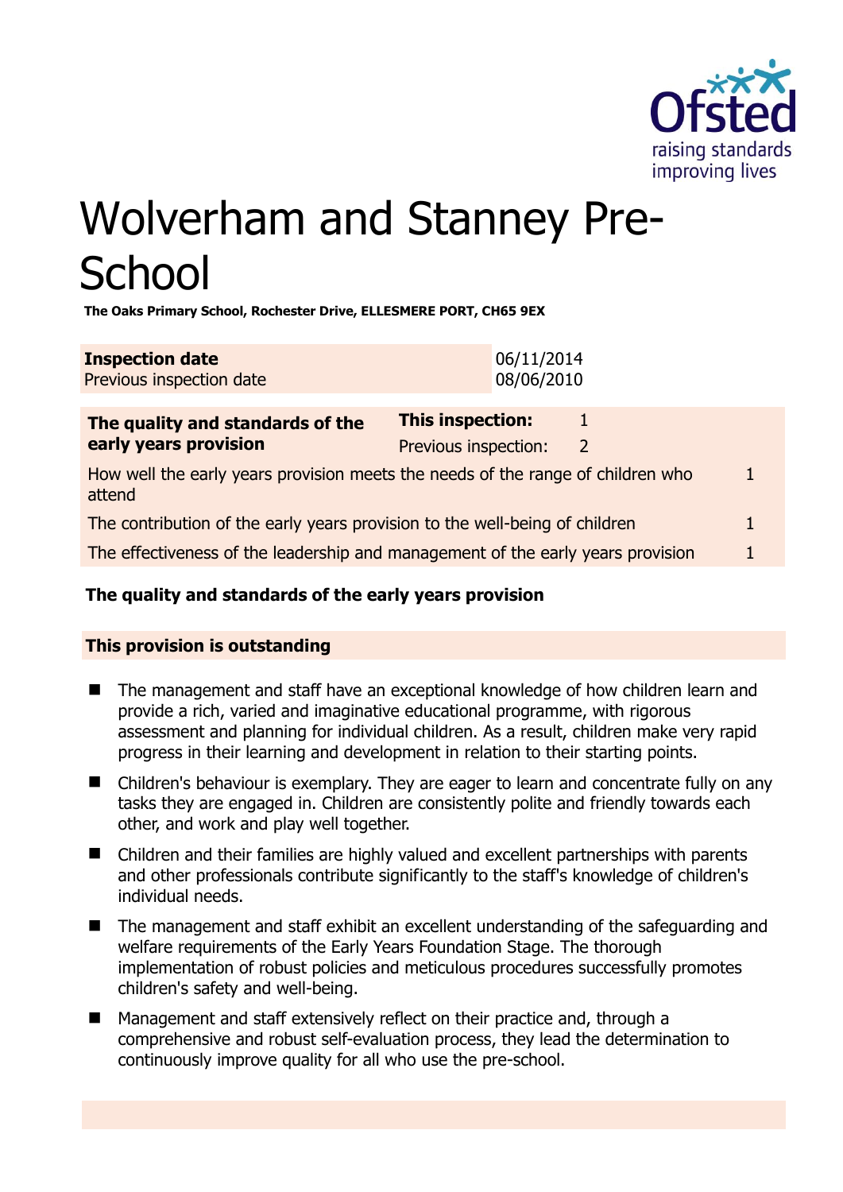# Wolverham and Stanney Pre-School

**The Oaks Primary School, Rochester Drive, ELLESMERE PORT, CH65 9EX**

| **Inspection date** | 06/11/2014 |
|---|---|
| Previous inspection date | 08/06/2010 |

| **The quality and standards of the early years provision** | **This inspection:** | 1 |
|---|---|---|
| | Previous inspection: | 2 |
| How well the early years provision meets the needs of the range of children who attend | | 1 |
| The contribution of the early years provision to the well-being of children | | 1 |
| The effectiveness of the leadership and management of the early years provision | | 1 |

**The quality and standards of the early years provision**

**This provision is outstanding**

- The management and staff have an exceptional knowledge of how children learn and provide a rich, varied and imaginative educational programme, with rigorous assessment and planning for individual children. As a result, children make very rapid progress in their learning and development in relation to their starting points.
- Children's behaviour is exemplary. They are eager to learn and concentrate fully on any tasks they are engaged in. Children are consistently polite and friendly towards each other, and work and play well together.
- Children and their families are highly valued and excellent partnerships with parents and other professionals contribute significantly to the staff's knowledge of children's individual needs.
- The management and staff exhibit an excellent understanding of the safeguarding and welfare requirements of the Early Years Foundation Stage. The thorough implementation of robust policies and meticulous procedures successfully promotes children's safety and well-being.
- Management and staff extensively reflect on their practice and, through a comprehensive and robust self-evaluation process, they lead the determination to continuously improve quality for all who use the pre-school.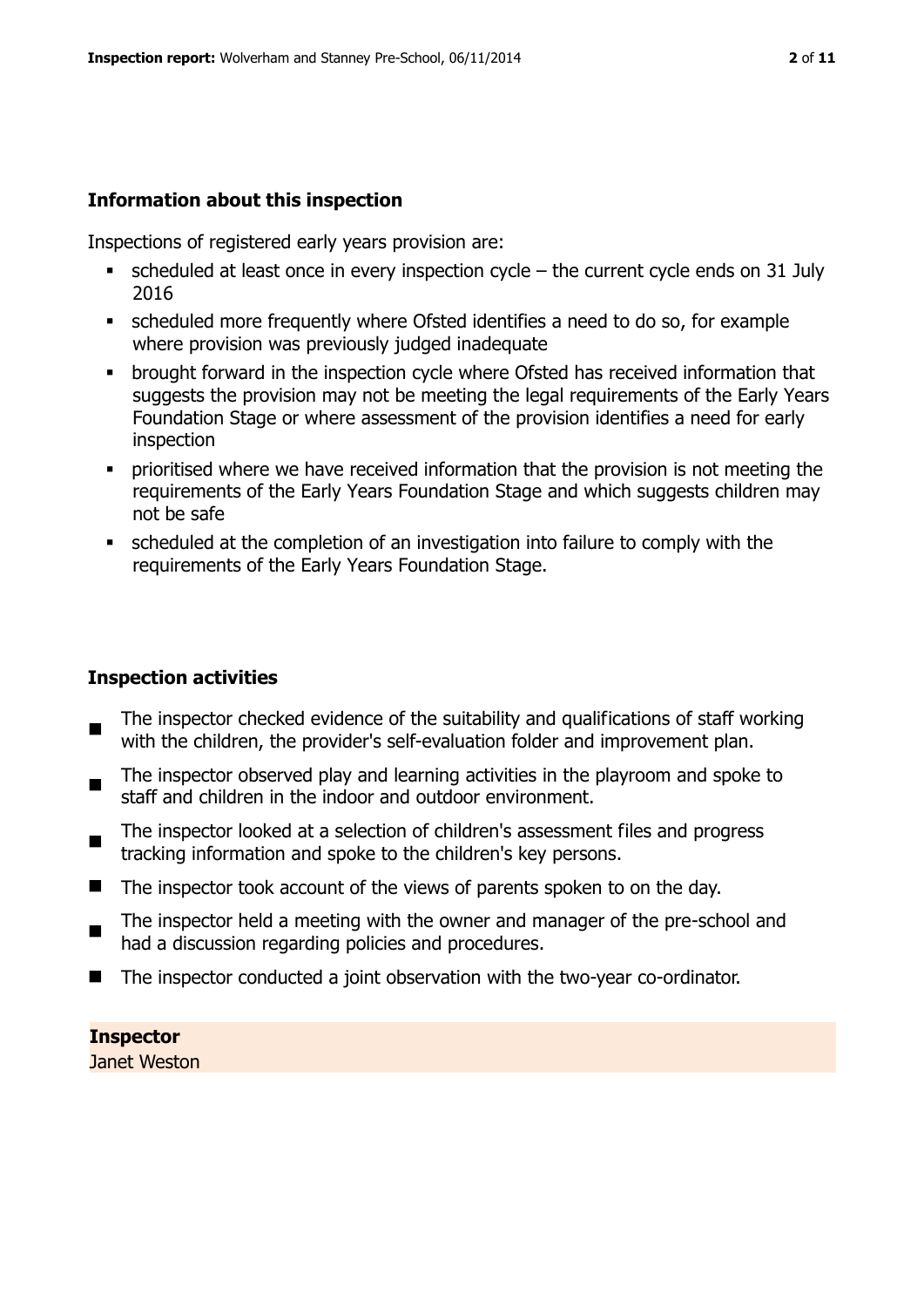## Information about this inspection

Inspections of registered early years provision are:

- scheduled at least once in every inspection cycle – the current cycle ends on 31 July 2016
- scheduled more frequently where Ofsted identifies a need to do so, for example where provision was previously judged inadequate
- brought forward in the inspection cycle where Ofsted has received information that suggests the provision may not be meeting the legal requirements of the Early Years Foundation Stage or where assessment of the provision identifies a need for early inspection
- prioritised where we have received information that the provision is not meeting the requirements of the Early Years Foundation Stage and which suggests children may not be safe
- scheduled at the completion of an investigation into failure to comply with the requirements of the Early Years Foundation Stage.

## Inspection activities

- The inspector checked evidence of the suitability and qualifications of staff working with the children, the provider's self-evaluation folder and improvement plan.
- The inspector observed play and learning activities in the playroom and spoke to staff and children in the indoor and outdoor environment.
- The inspector looked at a selection of children's assessment files and progress tracking information and spoke to the children's key persons.
- The inspector took account of the views of parents spoken to on the day.
- The inspector held a meeting with the owner and manager of the pre-school and had a discussion regarding policies and procedures.
- The inspector conducted a joint observation with the two-year co-ordinator.

**Inspector**
Janet Weston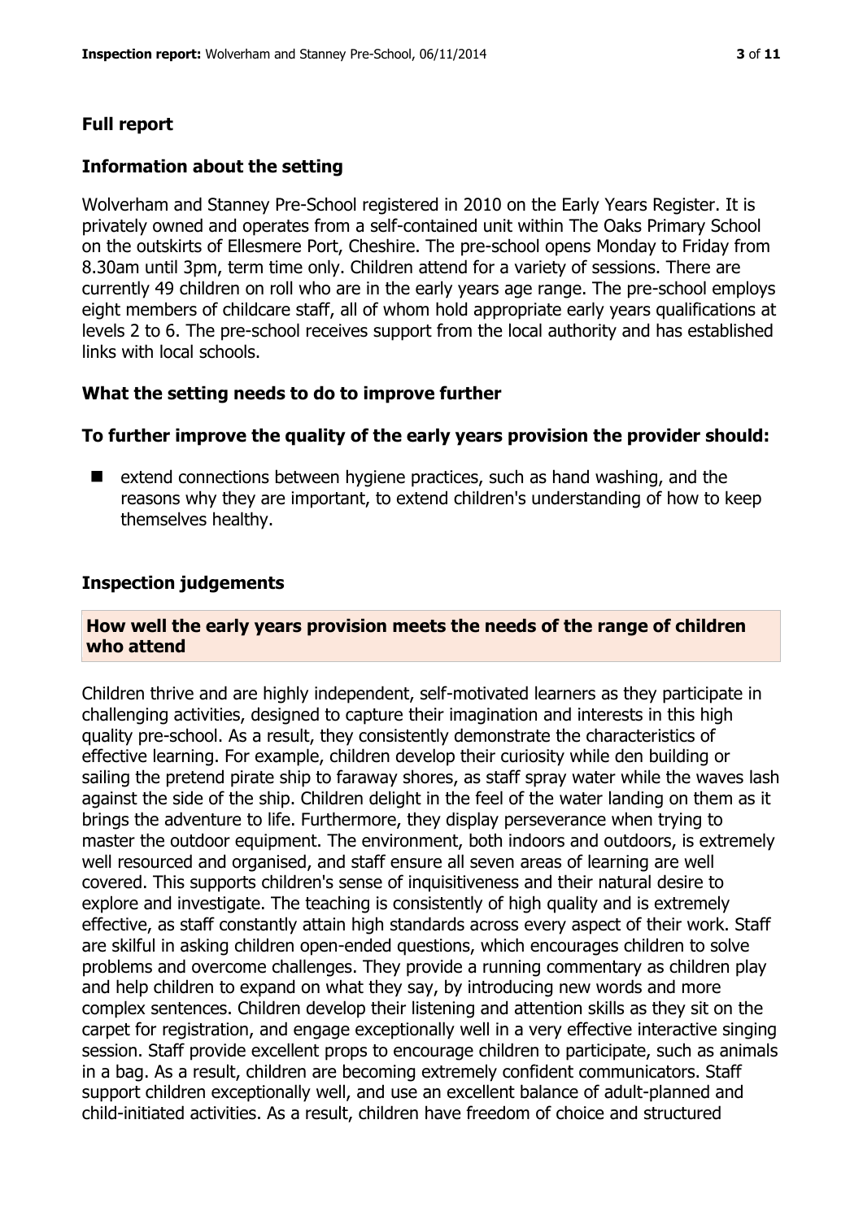## Full report

### Information about the setting

Wolverham and Stanney Pre-School registered in 2010 on the Early Years Register. It is privately owned and operates from a self-contained unit within The Oaks Primary School on the outskirts of Ellesmere Port, Cheshire. The pre-school opens Monday to Friday from 8.30am until 3pm, term time only. Children attend for a variety of sessions. There are currently 49 children on roll who are in the early years age range. The pre-school employs eight members of childcare staff, all of whom hold appropriate early years qualifications at levels 2 to 6. The pre-school receives support from the local authority and has established links with local schools.

### What the setting needs to do to improve further

#### To further improve the quality of the early years provision the provider should:

- extend connections between hygiene practices, such as hand washing, and the reasons why they are important, to extend children's understanding of how to keep themselves healthy.

### Inspection judgements

#### How well the early years provision meets the needs of the range of children who attend

Children thrive and are highly independent, self-motivated learners as they participate in challenging activities, designed to capture their imagination and interests in this high quality pre-school. As a result, they consistently demonstrate the characteristics of effective learning. For example, children develop their curiosity while den building or sailing the pretend pirate ship to faraway shores, as staff spray water while the waves lash against the side of the ship. Children delight in the feel of the water landing on them as it brings the adventure to life. Furthermore, they display perseverance when trying to master the outdoor equipment. The environment, both indoors and outdoors, is extremely well resourced and organised, and staff ensure all seven areas of learning are well covered. This supports children's sense of inquisitiveness and their natural desire to explore and investigate. The teaching is consistently of high quality and is extremely effective, as staff constantly attain high standards across every aspect of their work. Staff are skilful in asking children open-ended questions, which encourages children to solve problems and overcome challenges. They provide a running commentary as children play and help children to expand on what they say, by introducing new words and more complex sentences. Children develop their listening and attention skills as they sit on the carpet for registration, and engage exceptionally well in a very effective interactive singing session. Staff provide excellent props to encourage children to participate, such as animals in a bag. As a result, children are becoming extremely confident communicators. Staff support children exceptionally well, and use an excellent balance of adult-planned and child-initiated activities. As a result, children have freedom of choice and structured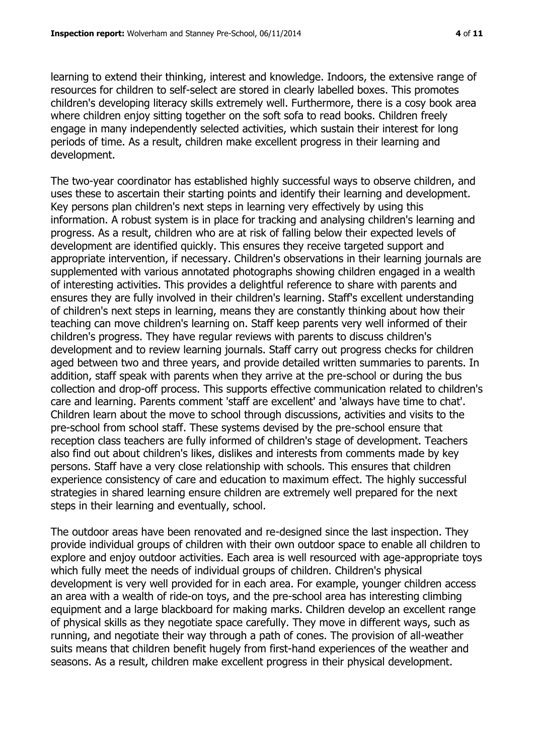learning to extend their thinking, interest and knowledge. Indoors, the extensive range of resources for children to self-select are stored in clearly labelled boxes. This promotes children's developing literacy skills extremely well. Furthermore, there is a cosy book area where children enjoy sitting together on the soft sofa to read books. Children freely engage in many independently selected activities, which sustain their interest for long periods of time. As a result, children make excellent progress in their learning and development.

The two-year coordinator has established highly successful ways to observe children, and uses these to ascertain their starting points and identify their learning and development. Key persons plan children's next steps in learning very effectively by using this information. A robust system is in place for tracking and analysing children's learning and progress. As a result, children who are at risk of falling below their expected levels of development are identified quickly. This ensures they receive targeted support and appropriate intervention, if necessary. Children's observations in their learning journals are supplemented with various annotated photographs showing children engaged in a wealth of interesting activities. This provides a delightful reference to share with parents and ensures they are fully involved in their children's learning. Staff's excellent understanding of children's next steps in learning, means they are constantly thinking about how their teaching can move children's learning on. Staff keep parents very well informed of their children's progress. They have regular reviews with parents to discuss children's development and to review learning journals. Staff carry out progress checks for children aged between two and three years, and provide detailed written summaries to parents. In addition, staff speak with parents when they arrive at the pre-school or during the bus collection and drop-off process. This supports effective communication related to children's care and learning. Parents comment 'staff are excellent' and 'always have time to chat'. Children learn about the move to school through discussions, activities and visits to the pre-school from school staff. These systems devised by the pre-school ensure that reception class teachers are fully informed of children's stage of development. Teachers also find out about children's likes, dislikes and interests from comments made by key persons. Staff have a very close relationship with schools. This ensures that children experience consistency of care and education to maximum effect. The highly successful strategies in shared learning ensure children are extremely well prepared for the next steps in their learning and eventually, school.

The outdoor areas have been renovated and re-designed since the last inspection. They provide individual groups of children with their own outdoor space to enable all children to explore and enjoy outdoor activities. Each area is well resourced with age-appropriate toys which fully meet the needs of individual groups of children. Children's physical development is very well provided for in each area. For example, younger children access an area with a wealth of ride-on toys, and the pre-school area has interesting climbing equipment and a large blackboard for making marks. Children develop an excellent range of physical skills as they negotiate space carefully. They move in different ways, such as running, and negotiate their way through a path of cones. The provision of all-weather suits means that children benefit hugely from first-hand experiences of the weather and seasons. As a result, children make excellent progress in their physical development.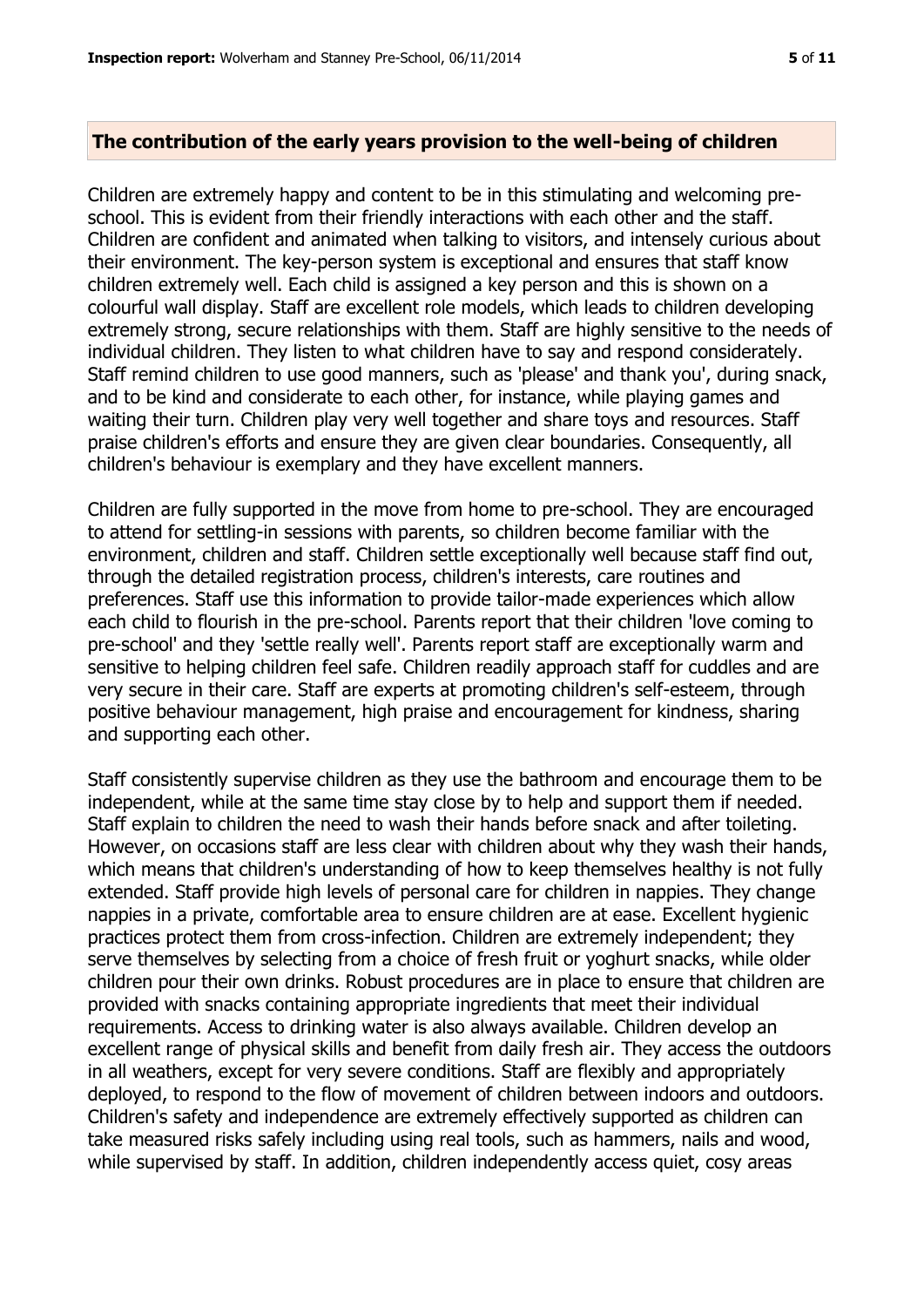## The contribution of the early years provision to the well-being of children

Children are extremely happy and content to be in this stimulating and welcoming pre-school. This is evident from their friendly interactions with each other and the staff. Children are confident and animated when talking to visitors, and intensely curious about their environment. The key-person system is exceptional and ensures that staff know children extremely well. Each child is assigned a key person and this is shown on a colourful wall display. Staff are excellent role models, which leads to children developing extremely strong, secure relationships with them. Staff are highly sensitive to the needs of individual children. They listen to what children have to say and respond considerately. Staff remind children to use good manners, such as 'please' and thank you', during snack, and to be kind and considerate to each other, for instance, while playing games and waiting their turn. Children play very well together and share toys and resources. Staff praise children's efforts and ensure they are given clear boundaries. Consequently, all children's behaviour is exemplary and they have excellent manners.

Children are fully supported in the move from home to pre-school. They are encouraged to attend for settling-in sessions with parents, so children become familiar with the environment, children and staff. Children settle exceptionally well because staff find out, through the detailed registration process, children's interests, care routines and preferences. Staff use this information to provide tailor-made experiences which allow each child to flourish in the pre-school. Parents report that their children 'love coming to pre-school' and they 'settle really well'. Parents report staff are exceptionally warm and sensitive to helping children feel safe. Children readily approach staff for cuddles and are very secure in their care. Staff are experts at promoting children's self-esteem, through positive behaviour management, high praise and encouragement for kindness, sharing and supporting each other.

Staff consistently supervise children as they use the bathroom and encourage them to be independent, while at the same time stay close by to help and support them if needed. Staff explain to children the need to wash their hands before snack and after toileting. However, on occasions staff are less clear with children about why they wash their hands, which means that children's understanding of how to keep themselves healthy is not fully extended. Staff provide high levels of personal care for children in nappies. They change nappies in a private, comfortable area to ensure children are at ease. Excellent hygienic practices protect them from cross-infection. Children are extremely independent; they serve themselves by selecting from a choice of fresh fruit or yoghurt snacks, while older children pour their own drinks. Robust procedures are in place to ensure that children are provided with snacks containing appropriate ingredients that meet their individual requirements. Access to drinking water is also always available. Children develop an excellent range of physical skills and benefit from daily fresh air. They access the outdoors in all weathers, except for very severe conditions. Staff are flexibly and appropriately deployed, to respond to the flow of movement of children between indoors and outdoors. Children's safety and independence are extremely effectively supported as children can take measured risks safely including using real tools, such as hammers, nails and wood, while supervised by staff. In addition, children independently access quiet, cosy areas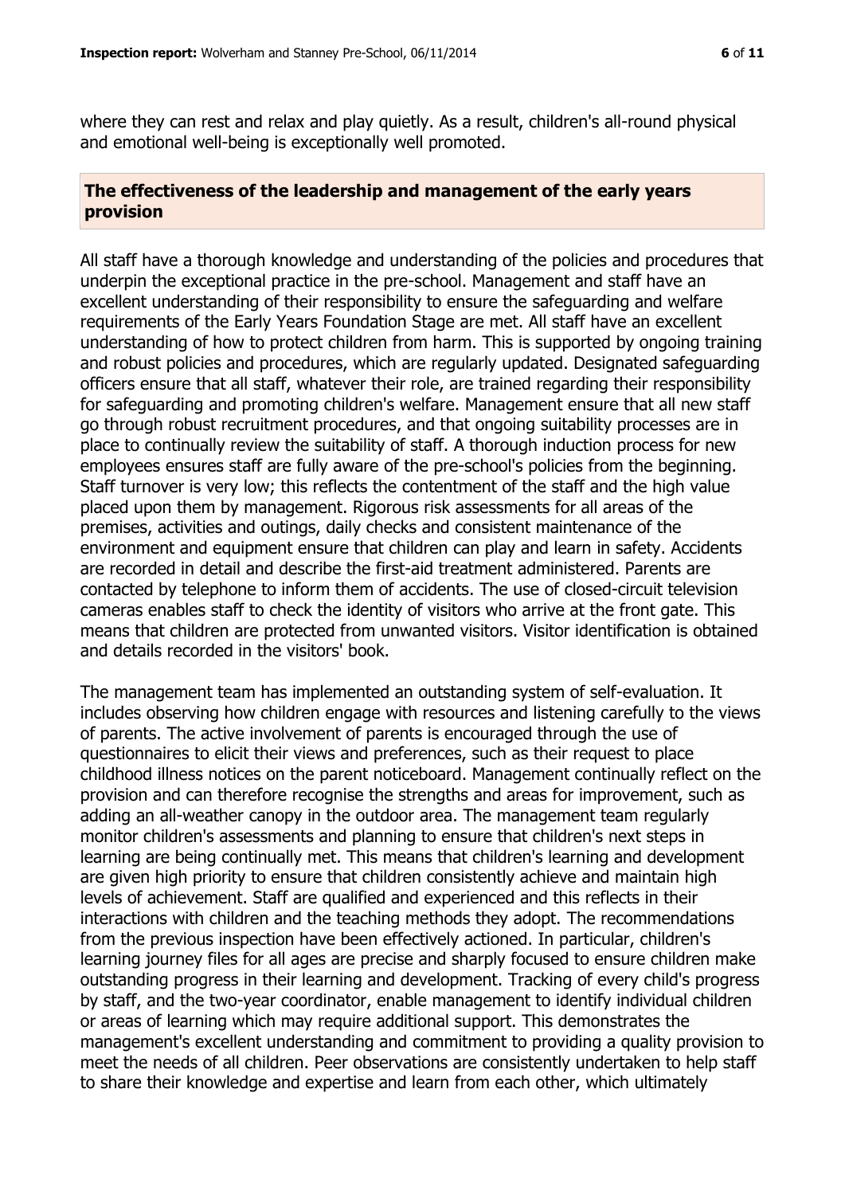where they can rest and relax and play quietly. As a result, children's all-round physical and emotional well-being is exceptionally well promoted.

## The effectiveness of the leadership and management of the early years provision

All staff have a thorough knowledge and understanding of the policies and procedures that underpin the exceptional practice in the pre-school. Management and staff have an excellent understanding of their responsibility to ensure the safeguarding and welfare requirements of the Early Years Foundation Stage are met. All staff have an excellent understanding of how to protect children from harm. This is supported by ongoing training and robust policies and procedures, which are regularly updated. Designated safeguarding officers ensure that all staff, whatever their role, are trained regarding their responsibility for safeguarding and promoting children's welfare. Management ensure that all new staff go through robust recruitment procedures, and that ongoing suitability processes are in place to continually review the suitability of staff. A thorough induction process for new employees ensures staff are fully aware of the pre-school's policies from the beginning. Staff turnover is very low; this reflects the contentment of the staff and the high value placed upon them by management. Rigorous risk assessments for all areas of the premises, activities and outings, daily checks and consistent maintenance of the environment and equipment ensure that children can play and learn in safety. Accidents are recorded in detail and describe the first-aid treatment administered. Parents are contacted by telephone to inform them of accidents. The use of closed-circuit television cameras enables staff to check the identity of visitors who arrive at the front gate. This means that children are protected from unwanted visitors. Visitor identification is obtained and details recorded in the visitors' book.

The management team has implemented an outstanding system of self-evaluation. It includes observing how children engage with resources and listening carefully to the views of parents. The active involvement of parents is encouraged through the use of questionnaires to elicit their views and preferences, such as their request to place childhood illness notices on the parent noticeboard. Management continually reflect on the provision and can therefore recognise the strengths and areas for improvement, such as adding an all-weather canopy in the outdoor area. The management team regularly monitor children's assessments and planning to ensure that children's next steps in learning are being continually met. This means that children's learning and development are given high priority to ensure that children consistently achieve and maintain high levels of achievement. Staff are qualified and experienced and this reflects in their interactions with children and the teaching methods they adopt. The recommendations from the previous inspection have been effectively actioned. In particular, children's learning journey files for all ages are precise and sharply focused to ensure children make outstanding progress in their learning and development. Tracking of every child's progress by staff, and the two-year coordinator, enable management to identify individual children or areas of learning which may require additional support. This demonstrates the management's excellent understanding and commitment to providing a quality provision to meet the needs of all children. Peer observations are consistently undertaken to help staff to share their knowledge and expertise and learn from each other, which ultimately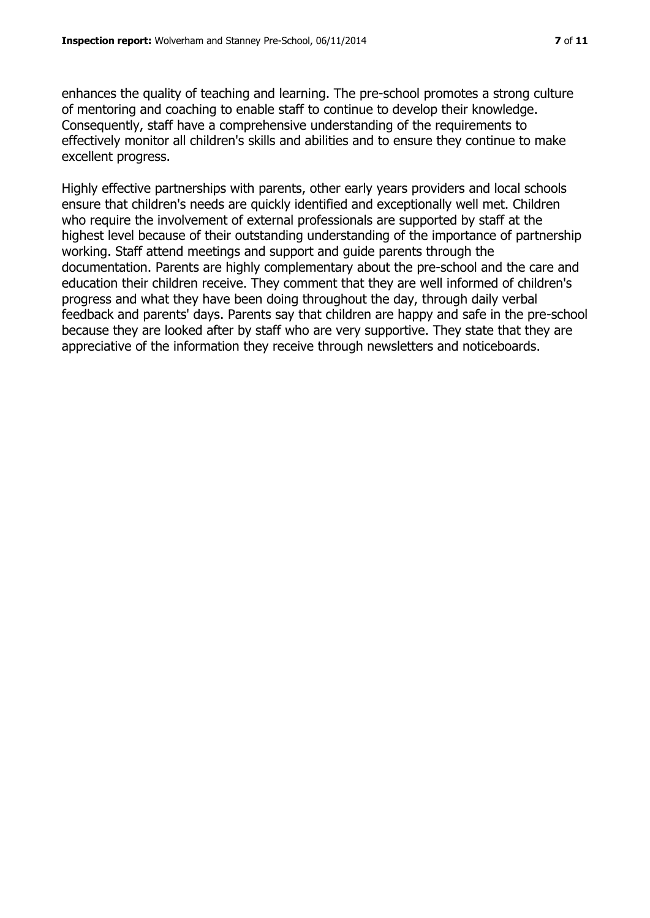enhances the quality of teaching and learning. The pre-school promotes a strong culture of mentoring and coaching to enable staff to continue to develop their knowledge. Consequently, staff have a comprehensive understanding of the requirements to effectively monitor all children's skills and abilities and to ensure they continue to make excellent progress.

Highly effective partnerships with parents, other early years providers and local schools ensure that children's needs are quickly identified and exceptionally well met. Children who require the involvement of external professionals are supported by staff at the highest level because of their outstanding understanding of the importance of partnership working. Staff attend meetings and support and guide parents through the documentation. Parents are highly complementary about the pre-school and the care and education their children receive. They comment that they are well informed of children's progress and what they have been doing throughout the day, through daily verbal feedback and parents' days. Parents say that children are happy and safe in the pre-school because they are looked after by staff who are very supportive. They state that they are appreciative of the information they receive through newsletters and noticeboards.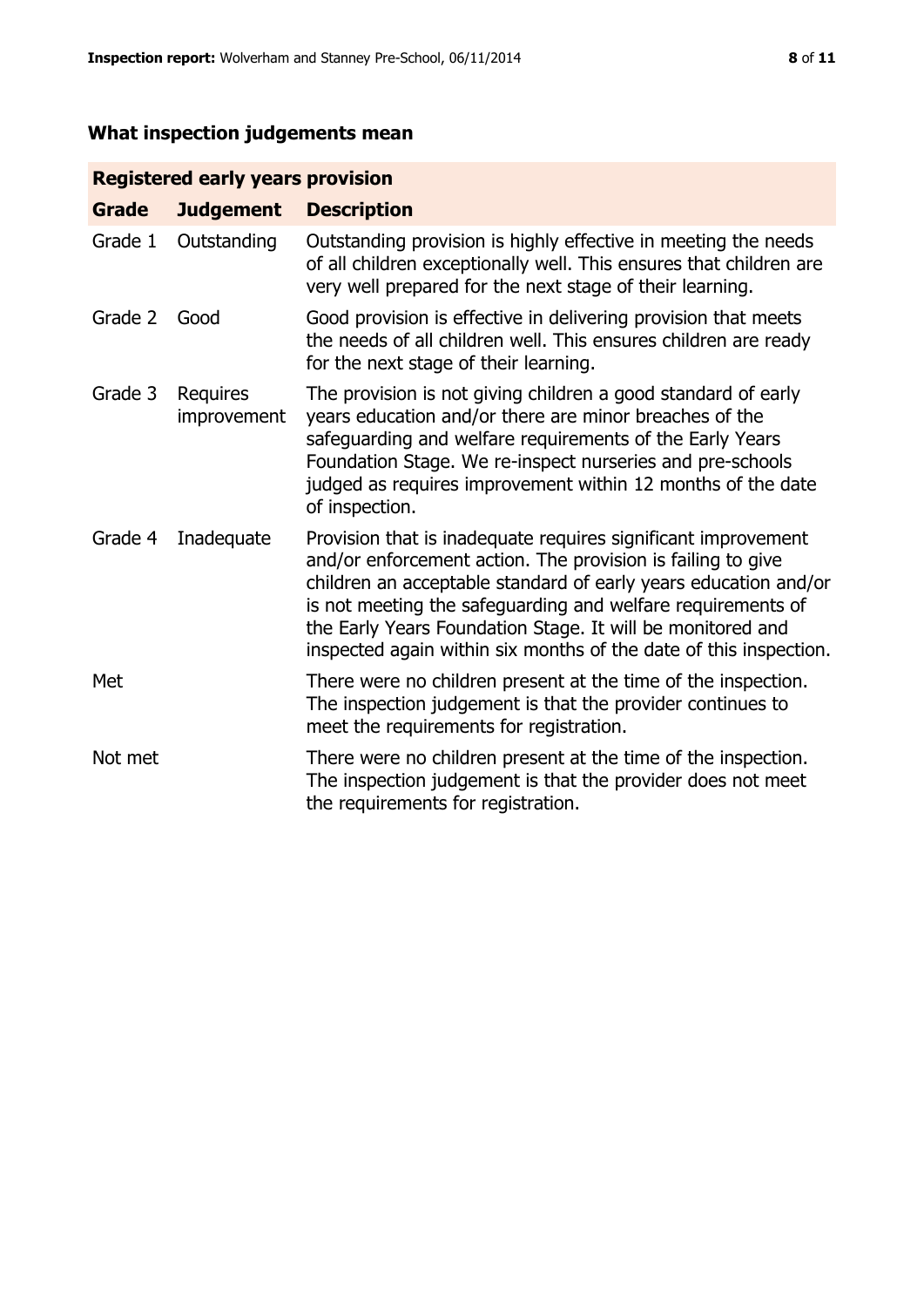## What inspection judgements mean

| Registered early years provision | | |
| --- | --- | --- |
| **Grade** | **Judgement** | **Description** |
| Grade 1 | Outstanding | Outstanding provision is highly effective in meeting the needs of all children exceptionally well. This ensures that children are very well prepared for the next stage of their learning. |
| Grade 2 | Good | Good provision is effective in delivering provision that meets the needs of all children well. This ensures children are ready for the next stage of their learning. |
| Grade 3 | Requires improvement | The provision is not giving children a good standard of early years education and/or there are minor breaches of the safeguarding and welfare requirements of the Early Years Foundation Stage. We re-inspect nurseries and pre-schools judged as requires improvement within 12 months of the date of inspection. |
| Grade 4 | Inadequate | Provision that is inadequate requires significant improvement and/or enforcement action. The provision is failing to give children an acceptable standard of early years education and/or is not meeting the safeguarding and welfare requirements of the Early Years Foundation Stage. It will be monitored and inspected again within six months of the date of this inspection. |
| Met | | There were no children present at the time of the inspection. The inspection judgement is that the provider continues to meet the requirements for registration. |
| Not met | | There were no children present at the time of the inspection. The inspection judgement is that the provider does not meet the requirements for registration. |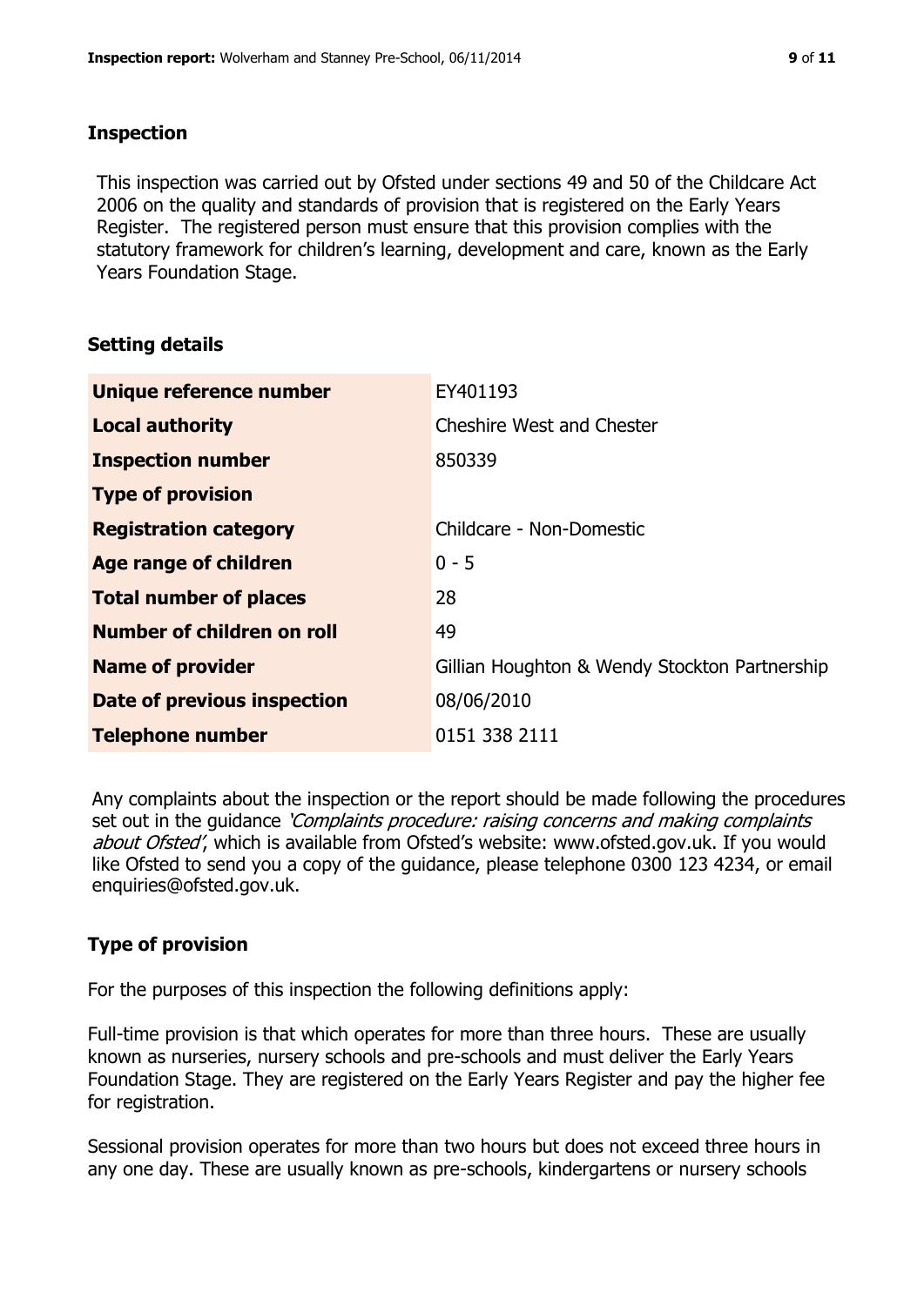## Inspection

This inspection was carried out by Ofsted under sections 49 and 50 of the Childcare Act 2006 on the quality and standards of provision that is registered on the Early Years Register. The registered person must ensure that this provision complies with the statutory framework for children's learning, development and care, known as the Early Years Foundation Stage.

## Setting details

| | |
|---|---|
| **Unique reference number** | EY401193 |
| **Local authority** | Cheshire West and Chester |
| **Inspection number** | 850339 |
| **Type of provision** | |
| **Registration category** | Childcare - Non-Domestic |
| **Age range of children** | 0 - 5 |
| **Total number of places** | 28 |
| **Number of children on roll** | 49 |
| **Name of provider** | Gillian Houghton & Wendy Stockton Partnership |
| **Date of previous inspection** | 08/06/2010 |
| **Telephone number** | 0151 338 2111 |

Any complaints about the inspection or the report should be made following the procedures set out in the guidance *'Complaints procedure: raising concerns and making complaints about Ofsted'*, which is available from Ofsted's website: www.ofsted.gov.uk. If you would like Ofsted to send you a copy of the guidance, please telephone 0300 123 4234, or email enquiries@ofsted.gov.uk.

## Type of provision

For the purposes of this inspection the following definitions apply:

Full-time provision is that which operates for more than three hours. These are usually known as nurseries, nursery schools and pre-schools and must deliver the Early Years Foundation Stage. They are registered on the Early Years Register and pay the higher fee for registration.

Sessional provision operates for more than two hours but does not exceed three hours in any one day. These are usually known as pre-schools, kindergartens or nursery schools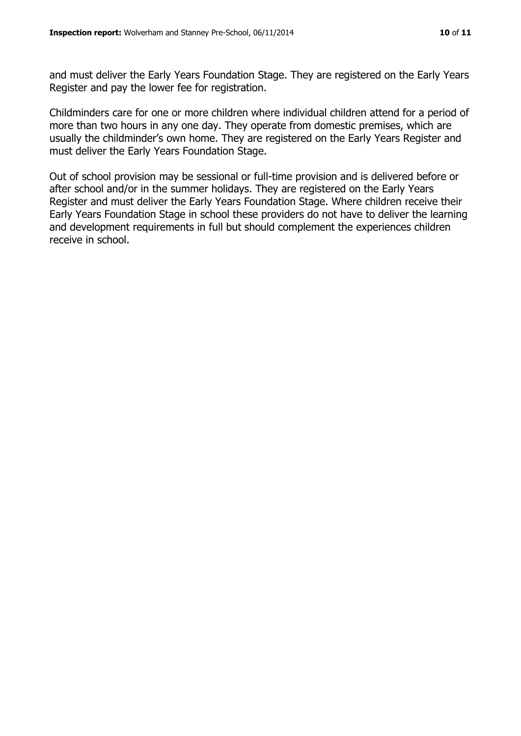and must deliver the Early Years Foundation Stage. They are registered on the Early Years Register and pay the lower fee for registration.

Childminders care for one or more children where individual children attend for a period of more than two hours in any one day. They operate from domestic premises, which are usually the childminder's own home. They are registered on the Early Years Register and must deliver the Early Years Foundation Stage.

Out of school provision may be sessional or full-time provision and is delivered before or after school and/or in the summer holidays. They are registered on the Early Years Register and must deliver the Early Years Foundation Stage. Where children receive their Early Years Foundation Stage in school these providers do not have to deliver the learning and development requirements in full but should complement the experiences children receive in school.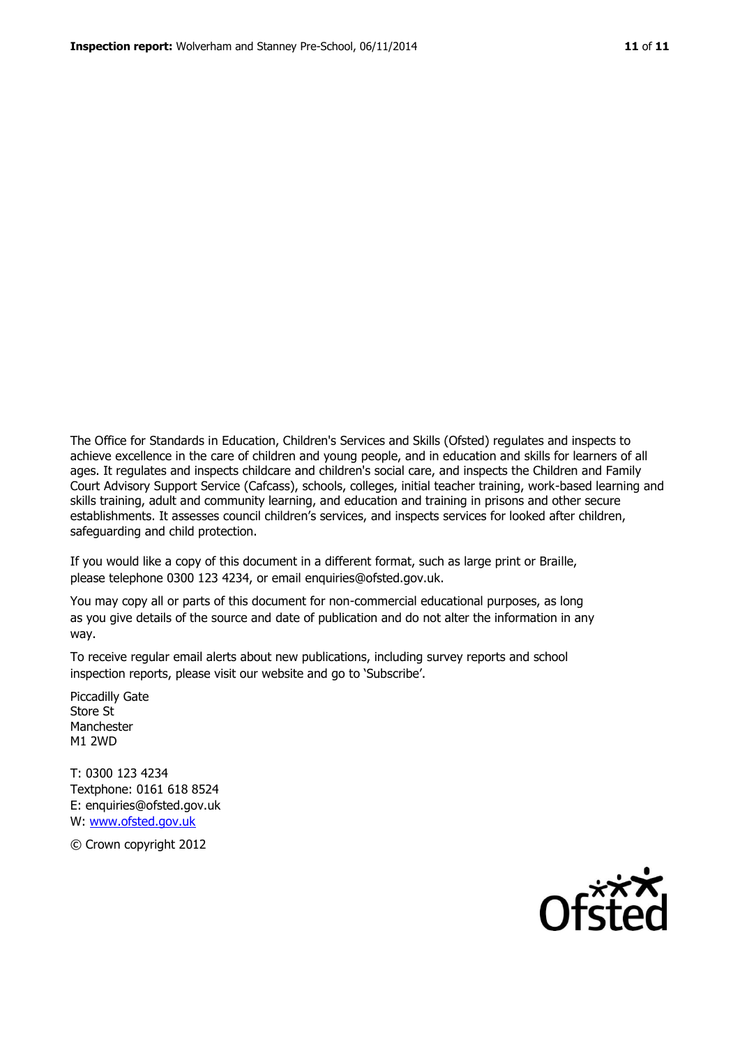The Office for Standards in Education, Children's Services and Skills (Ofsted) regulates and inspects to achieve excellence in the care of children and young people, and in education and skills for learners of all ages. It regulates and inspects childcare and children's social care, and inspects the Children and Family Court Advisory Support Service (Cafcass), schools, colleges, initial teacher training, work-based learning and skills training, adult and community learning, and education and training in prisons and other secure establishments. It assesses council children's services, and inspects services for looked after children, safeguarding and child protection.

If you would like a copy of this document in a different format, such as large print or Braille, please telephone 0300 123 4234, or email enquiries@ofsted.gov.uk.

You may copy all or parts of this document for non-commercial educational purposes, as long as you give details of the source and date of publication and do not alter the information in any way.

To receive regular email alerts about new publications, including survey reports and school inspection reports, please visit our website and go to 'Subscribe'.

Piccadilly Gate
Store St
Manchester
M1 2WD

T: 0300 123 4234
Textphone: 0161 618 8524
E: enquiries@ofsted.gov.uk
W: www.ofsted.gov.uk

© Crown copyright 2012

Ofsted